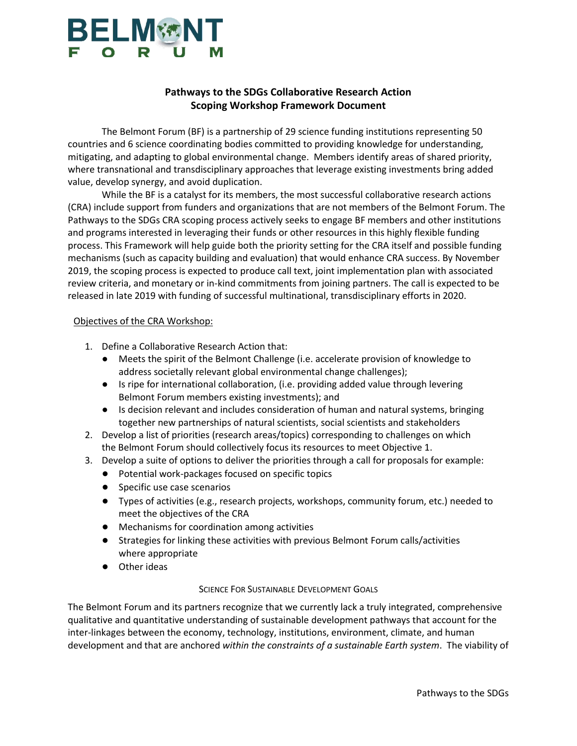# BELMONT FORUM

## Pathways to the SDGs Collaborative Research Action
## Scoping Workshop Framework Document

The Belmont Forum (BF) is a partnership of 29 science funding institutions representing 50 countries and 6 science coordinating bodies committed to providing knowledge for understanding, mitigating, and adapting to global environmental change. Members identify areas of shared priority, where transnational and transdisciplinary approaches that leverage existing investments bring added value, develop synergy, and avoid duplication.

While the BF is a catalyst for its members, the most successful collaborative research actions (CRA) include support from funders and organizations that are not members of the Belmont Forum. The Pathways to the SDGs CRA scoping process actively seeks to engage BF members and other institutions and programs interested in leveraging their funds or other resources in this highly flexible funding process. This Framework will help guide both the priority setting for the CRA itself and possible funding mechanisms (such as capacity building and evaluation) that would enhance CRA success. By November 2019, the scoping process is expected to produce call text, joint implementation plan with associated review criteria, and monetary or in-kind commitments from joining partners. The call is expected to be released in late 2019 with funding of successful multinational, transdisciplinary efforts in 2020.

Objectives of the CRA Workshop:

1. Define a Collaborative Research Action that:
   - Meets the spirit of the Belmont Challenge (i.e. accelerate provision of knowledge to address societally relevant global environmental change challenges);
   - Is ripe for international collaboration, (i.e. providing added value through levering Belmont Forum members existing investments); and
   - Is decision relevant and includes consideration of human and natural systems, bringing together new partnerships of natural scientists, social scientists and stakeholders
2. Develop a list of priorities (research areas/topics) corresponding to challenges on which the Belmont Forum should collectively focus its resources to meet Objective 1.
3. Develop a suite of options to deliver the priorities through a call for proposals for example:
   - Potential work-packages focused on specific topics
   - Specific use case scenarios
   - Types of activities (e.g., research projects, workshops, community forum, etc.) needed to meet the objectives of the CRA
   - Mechanisms for coordination among activities
   - Strategies for linking these activities with previous Belmont Forum calls/activities where appropriate
   - Other ideas

### Science For Sustainable Development Goals

The Belmont Forum and its partners recognize that we currently lack a truly integrated, comprehensive qualitative and quantitative understanding of sustainable development pathways that account for the inter-linkages between the economy, technology, institutions, environment, climate, and human development and that are anchored *within the constraints of a sustainable Earth system*. The viability of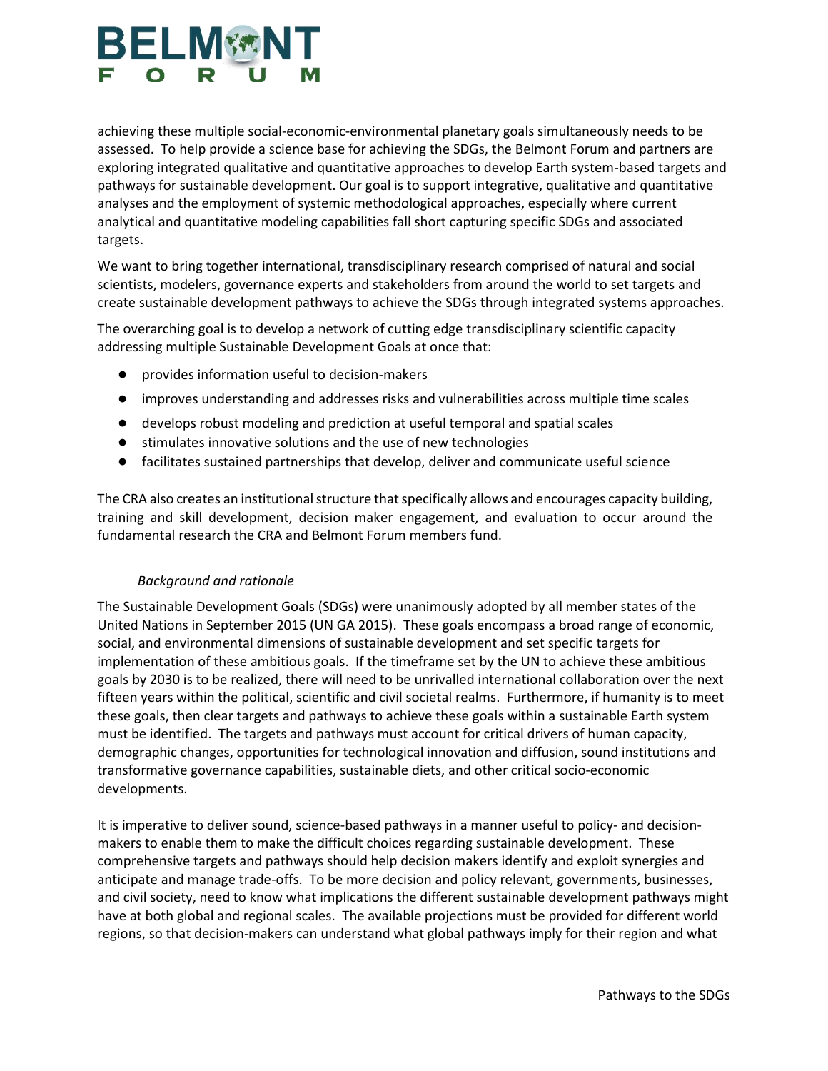achieving these multiple social-economic-environmental planetary goals simultaneously needs to be assessed. To help provide a science base for achieving the SDGs, the Belmont Forum and partners are exploring integrated qualitative and quantitative approaches to develop Earth system-based targets and pathways for sustainable development. Our goal is to support integrative, qualitative and quantitative analyses and the employment of systemic methodological approaches, especially where current analytical and quantitative modeling capabilities fall short capturing specific SDGs and associated targets.

We want to bring together international, transdisciplinary research comprised of natural and social scientists, modelers, governance experts and stakeholders from around the world to set targets and create sustainable development pathways to achieve the SDGs through integrated systems approaches.

The overarching goal is to develop a network of cutting edge transdisciplinary scientific capacity addressing multiple Sustainable Development Goals at once that:

- provides information useful to decision-makers
- improves understanding and addresses risks and vulnerabilities across multiple time scales
- develops robust modeling and prediction at useful temporal and spatial scales
- stimulates innovative solutions and the use of new technologies
- facilitates sustained partnerships that develop, deliver and communicate useful science

The CRA also creates an institutional structure that specifically allows and encourages capacity building, training and skill development, decision maker engagement, and evaluation to occur around the fundamental research the CRA and Belmont Forum members fund.

### *Background and rationale*

The Sustainable Development Goals (SDGs) were unanimously adopted by all member states of the United Nations in September 2015 (UN GA 2015). These goals encompass a broad range of economic, social, and environmental dimensions of sustainable development and set specific targets for implementation of these ambitious goals. If the timeframe set by the UN to achieve these ambitious goals by 2030 is to be realized, there will need to be unrivalled international collaboration over the next fifteen years within the political, scientific and civil societal realms. Furthermore, if humanity is to meet these goals, then clear targets and pathways to achieve these goals within a sustainable Earth system must be identified. The targets and pathways must account for critical drivers of human capacity, demographic changes, opportunities for technological innovation and diffusion, sound institutions and transformative governance capabilities, sustainable diets, and other critical socio-economic developments.

It is imperative to deliver sound, science-based pathways in a manner useful to policy- and decision-makers to enable them to make the difficult choices regarding sustainable development. These comprehensive targets and pathways should help decision makers identify and exploit synergies and anticipate and manage trade-offs. To be more decision and policy relevant, governments, businesses, and civil society, need to know what implications the different sustainable development pathways might have at both global and regional scales. The available projections must be provided for different world regions, so that decision-makers can understand what global pathways imply for their region and what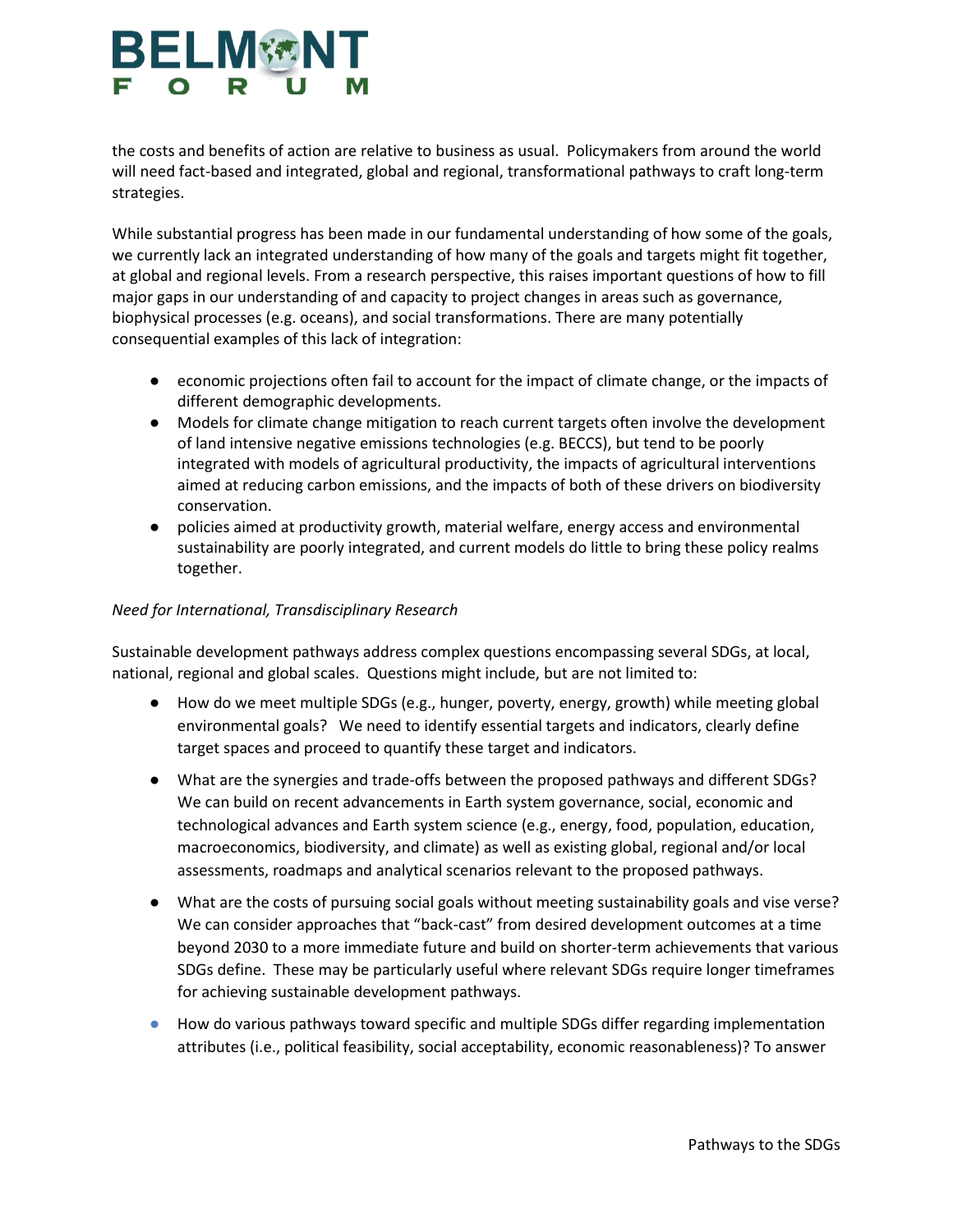the costs and benefits of action are relative to business as usual. Policymakers from around the world will need fact-based and integrated, global and regional, transformational pathways to craft long-term strategies.

While substantial progress has been made in our fundamental understanding of how some of the goals, we currently lack an integrated understanding of how many of the goals and targets might fit together, at global and regional levels. From a research perspective, this raises important questions of how to fill major gaps in our understanding of and capacity to project changes in areas such as governance, biophysical processes (e.g. oceans), and social transformations. There are many potentially consequential examples of this lack of integration:

- economic projections often fail to account for the impact of climate change, or the impacts of different demographic developments.
- Models for climate change mitigation to reach current targets often involve the development of land intensive negative emissions technologies (e.g. BECCS), but tend to be poorly integrated with models of agricultural productivity, the impacts of agricultural interventions aimed at reducing carbon emissions, and the impacts of both of these drivers on biodiversity conservation.
- policies aimed at productivity growth, material welfare, energy access and environmental sustainability are poorly integrated, and current models do little to bring these policy realms together.

*Need for International, Transdisciplinary Research*

Sustainable development pathways address complex questions encompassing several SDGs, at local, national, regional and global scales. Questions might include, but are not limited to:

- How do we meet multiple SDGs (e.g., hunger, poverty, energy, growth) while meeting global environmental goals? We need to identify essential targets and indicators, clearly define target spaces and proceed to quantify these target and indicators.

- What are the synergies and trade-offs between the proposed pathways and different SDGs? We can build on recent advancements in Earth system governance, social, economic and technological advances and Earth system science (e.g., energy, food, population, education, macroeconomics, biodiversity, and climate) as well as existing global, regional and/or local assessments, roadmaps and analytical scenarios relevant to the proposed pathways.

- What are the costs of pursuing social goals without meeting sustainability goals and vise verse? We can consider approaches that "back-cast" from desired development outcomes at a time beyond 2030 to a more immediate future and build on shorter-term achievements that various SDGs define. These may be particularly useful where relevant SDGs require longer timeframes for achieving sustainable development pathways.

- How do various pathways toward specific and multiple SDGs differ regarding implementation attributes (i.e., political feasibility, social acceptability, economic reasonableness)? To answer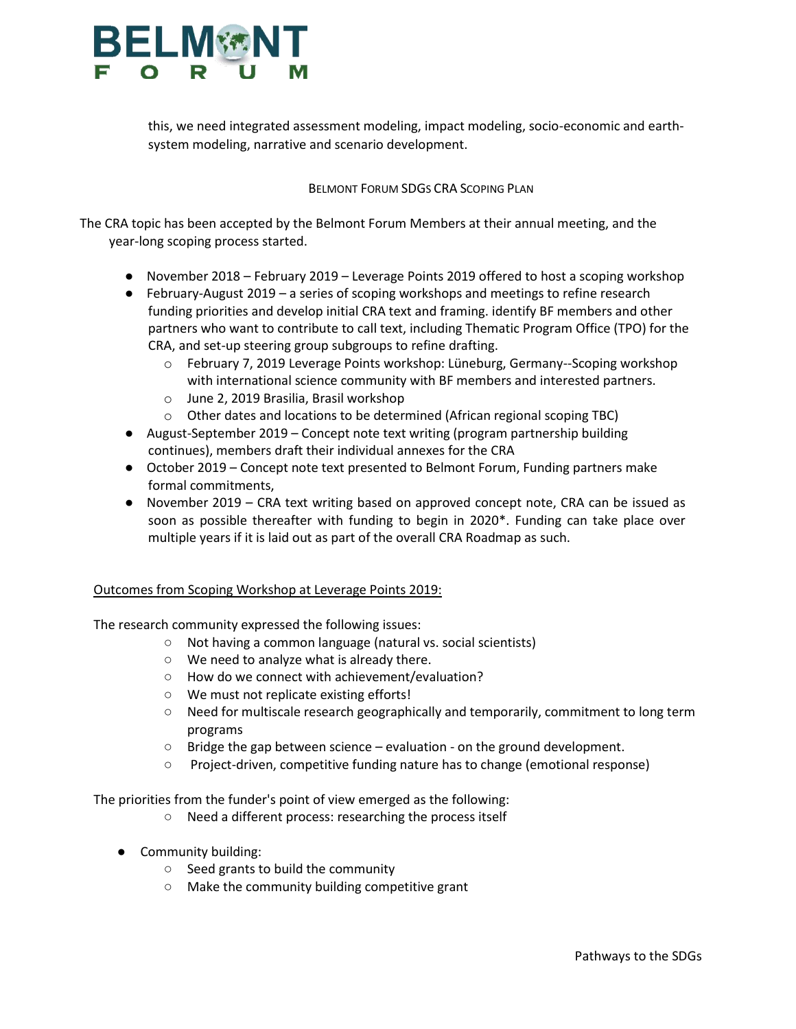this, we need integrated assessment modeling, impact modeling, socio-economic and earth-system modeling, narrative and scenario development.

## Belmont Forum SDGs CRA Scoping Plan

The CRA topic has been accepted by the Belmont Forum Members at their annual meeting, and the year-long scoping process started.

- November 2018 – February 2019 – Leverage Points 2019 offered to host a scoping workshop
- February-August 2019 – a series of scoping workshops and meetings to refine research funding priorities and develop initial CRA text and framing. identify BF members and other partners who want to contribute to call text, including Thematic Program Office (TPO) for the CRA, and set-up steering group subgroups to refine drafting.
  - February 7, 2019 Leverage Points workshop: Lüneburg, Germany--Scoping workshop with international science community with BF members and interested partners.
  - June 2, 2019 Brasilia, Brasil workshop
  - Other dates and locations to be determined (African regional scoping TBC)
- August-September 2019 – Concept note text writing (program partnership building continues), members draft their individual annexes for the CRA
- October 2019 – Concept note text presented to Belmont Forum, Funding partners make formal commitments,
- November 2019 – CRA text writing based on approved concept note, CRA can be issued as soon as possible thereafter with funding to begin in 2020*. Funding can take place over multiple years if it is laid out as part of the overall CRA Roadmap as such.

<u>Outcomes from Scoping Workshop at Leverage Points 2019:</u>

The research community expressed the following issues:

- Not having a common language (natural vs. social scientists)
- We need to analyze what is already there.
- How do we connect with achievement/evaluation?
- We must not replicate existing efforts!
- Need for multiscale research geographically and temporarily, commitment to long term programs
- Bridge the gap between science – evaluation - on the ground development.
- Project-driven, competitive funding nature has to change (emotional response)

The priorities from the funder's point of view emerged as the following:

- Need a different process: researching the process itself

- Community building:
  - Seed grants to build the community
  - Make the community building competitive grant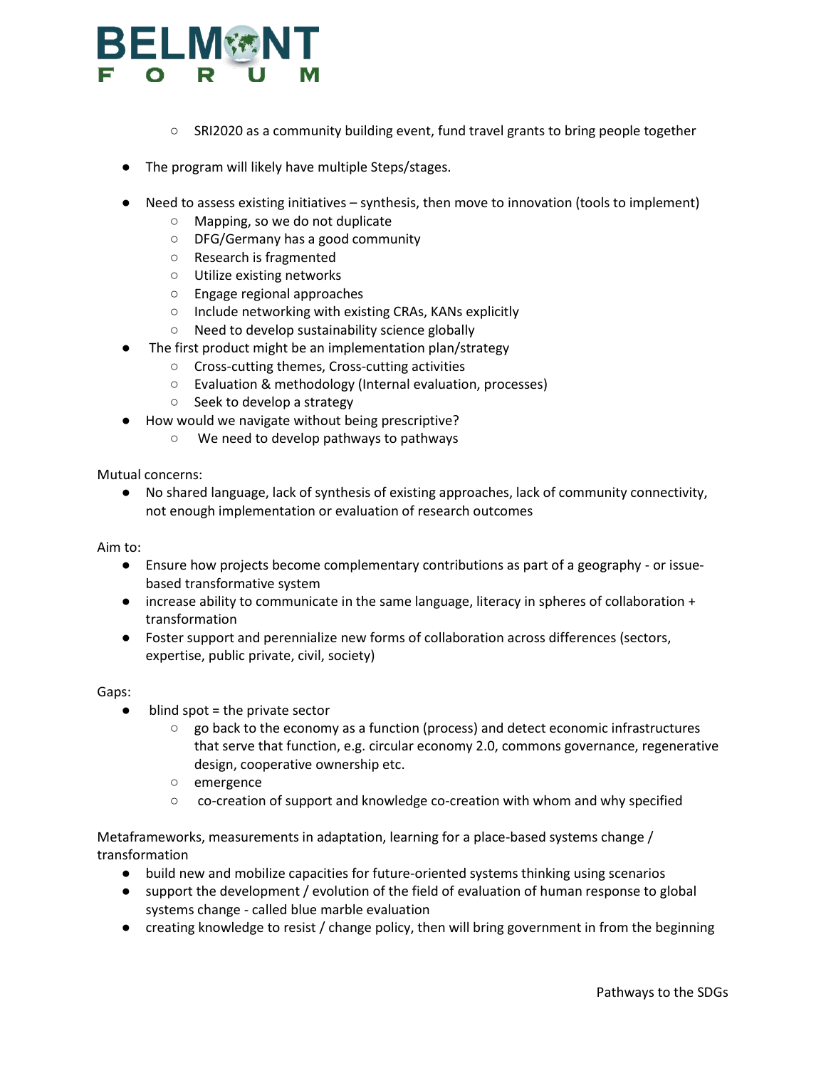- SRI2020 as a community building event, fund travel grants to bring people together

- The program will likely have multiple Steps/stages.

- Need to assess existing initiatives – synthesis, then move to innovation (tools to implement)
    - Mapping, so we do not duplicate
    - DFG/Germany has a good community
    - Research is fragmented
    - Utilize existing networks
    - Engage regional approaches
    - Include networking with existing CRAs, KANs explicitly
    - Need to develop sustainability science globally
- The first product might be an implementation plan/strategy
    - Cross-cutting themes, Cross-cutting activities
    - Evaluation & methodology (Internal evaluation, processes)
    - Seek to develop a strategy
- How would we navigate without being prescriptive?
    - We need to develop pathways to pathways

Mutual concerns:

- No shared language, lack of synthesis of existing approaches, lack of community connectivity, not enough implementation or evaluation of research outcomes

Aim to:

- Ensure how projects become complementary contributions as part of a geography - or issue-based transformative system
- increase ability to communicate in the same language, literacy in spheres of collaboration + transformation
- Foster support and perennialize new forms of collaboration across differences (sectors, expertise, public private, civil, society)

Gaps:

- blind spot = the private sector
    - go back to the economy as a function (process) and detect economic infrastructures that serve that function, e.g. circular economy 2.0, commons governance, regenerative design, cooperative ownership etc.
    - emergence
    - co-creation of support and knowledge co-creation with whom and why specified

Metaframeworks, measurements in adaptation, learning for a place-based systems change / transformation

- build new and mobilize capacities for future-oriented systems thinking using scenarios
- support the development / evolution of the field of evaluation of human response to global systems change - called blue marble evaluation
- creating knowledge to resist / change policy, then will bring government in from the beginning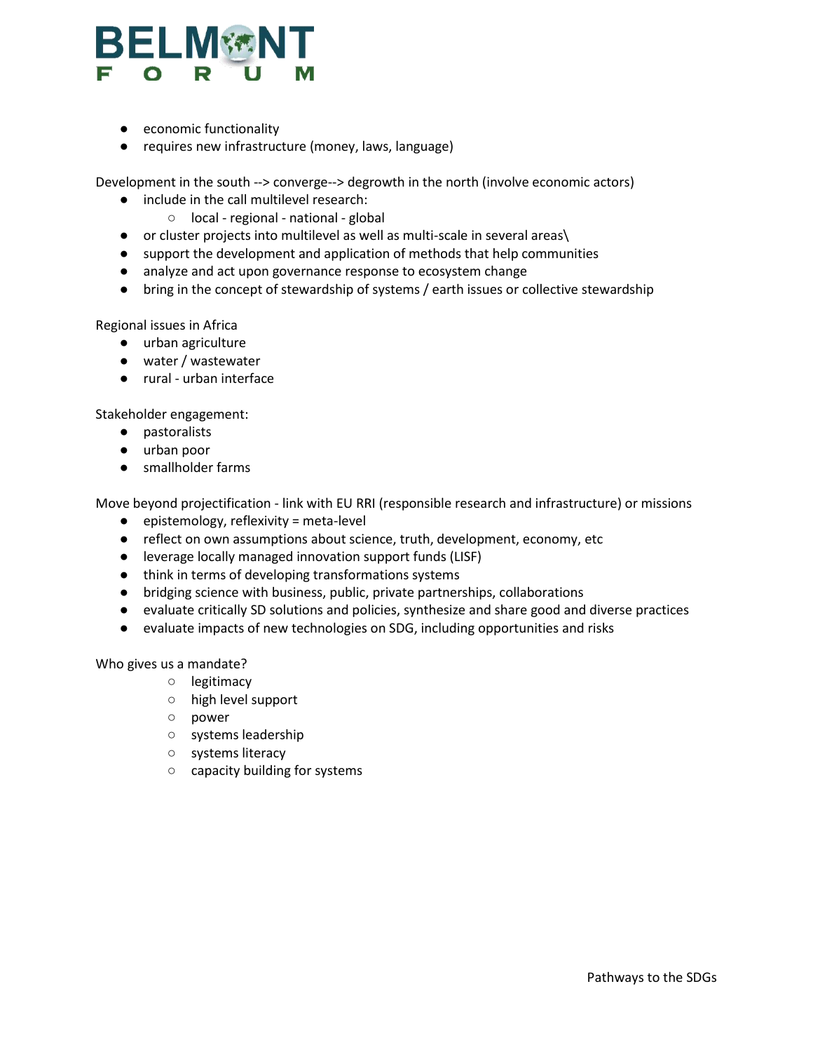- economic functionality
- requires new infrastructure (money, laws, language)

Development in the south --> converge--> degrowth in the north (involve economic actors)

- include in the call multilevel research:
  - local - regional - national - global
- or cluster projects into multilevel as well as multi-scale in several areas\
- support the development and application of methods that help communities
- analyze and act upon governance response to ecosystem change
- bring in the concept of stewardship of systems / earth issues or collective stewardship

Regional issues in Africa

- urban agriculture
- water / wastewater
- rural - urban interface

Stakeholder engagement:

- pastoralists
- urban poor
- smallholder farms

Move beyond projectification - link with EU RRI (responsible research and infrastructure) or missions

- epistemology, reflexivity = meta-level
- reflect on own assumptions about science, truth, development, economy, etc
- leverage locally managed innovation support funds (LISF)
- think in terms of developing transformations systems
- bridging science with business, public, private partnerships, collaborations
- evaluate critically SD solutions and policies, synthesize and share good and diverse practices
- evaluate impacts of new technologies on SDG, including opportunities and risks

Who gives us a mandate?

  - legitimacy
  - high level support
  - power
  - systems leadership
  - systems literacy
  - capacity building for systems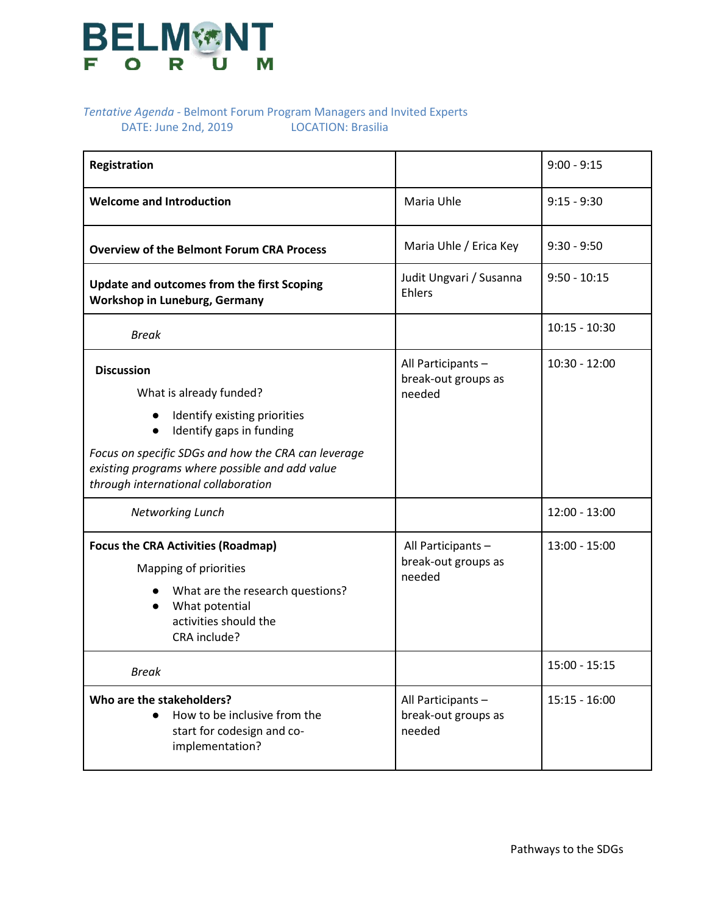BELMONT FORUM

*Tentative Agenda* - Belmont Forum Program Managers and Invited Experts
DATE: June 2nd, 2019 LOCATION: Brasilia

| | | |
|---|---|---|
| **Registration** | | 9:00 - 9:15 |
| **Welcome and Introduction** | Maria Uhle | 9:15 - 9:30 |
| **Overview of the Belmont Forum CRA Process** | Maria Uhle / Erica Key | 9:30 - 9:50 |
| **Update and outcomes from the first Scoping Workshop in Luneburg, Germany** | Judit Ungvari / Susanna Ehlers | 9:50 - 10:15 |
| *Break* | | 10:15 - 10:30 |
| **Discussion**<br>What is already funded?<br>• Identify existing priorities<br>• Identify gaps in funding<br>*Focus on specific SDGs and how the CRA can leverage existing programs where possible and add value through international collaboration* | All Participants – break-out groups as needed | 10:30 - 12:00 |
| *Networking Lunch* | | 12:00 - 13:00 |
| **Focus the CRA Activities (Roadmap)**<br>Mapping of priorities<br>• What are the research questions?<br>• What potential activities should the CRA include? | All Participants – break-out groups as needed | 13:00 - 15:00 |
| *Break* | | 15:00 - 15:15 |
| **Who are the stakeholders?**<br>• How to be inclusive from the start for codesign and co-implementation? | All Participants – break-out groups as needed | 15:15 - 16:00 |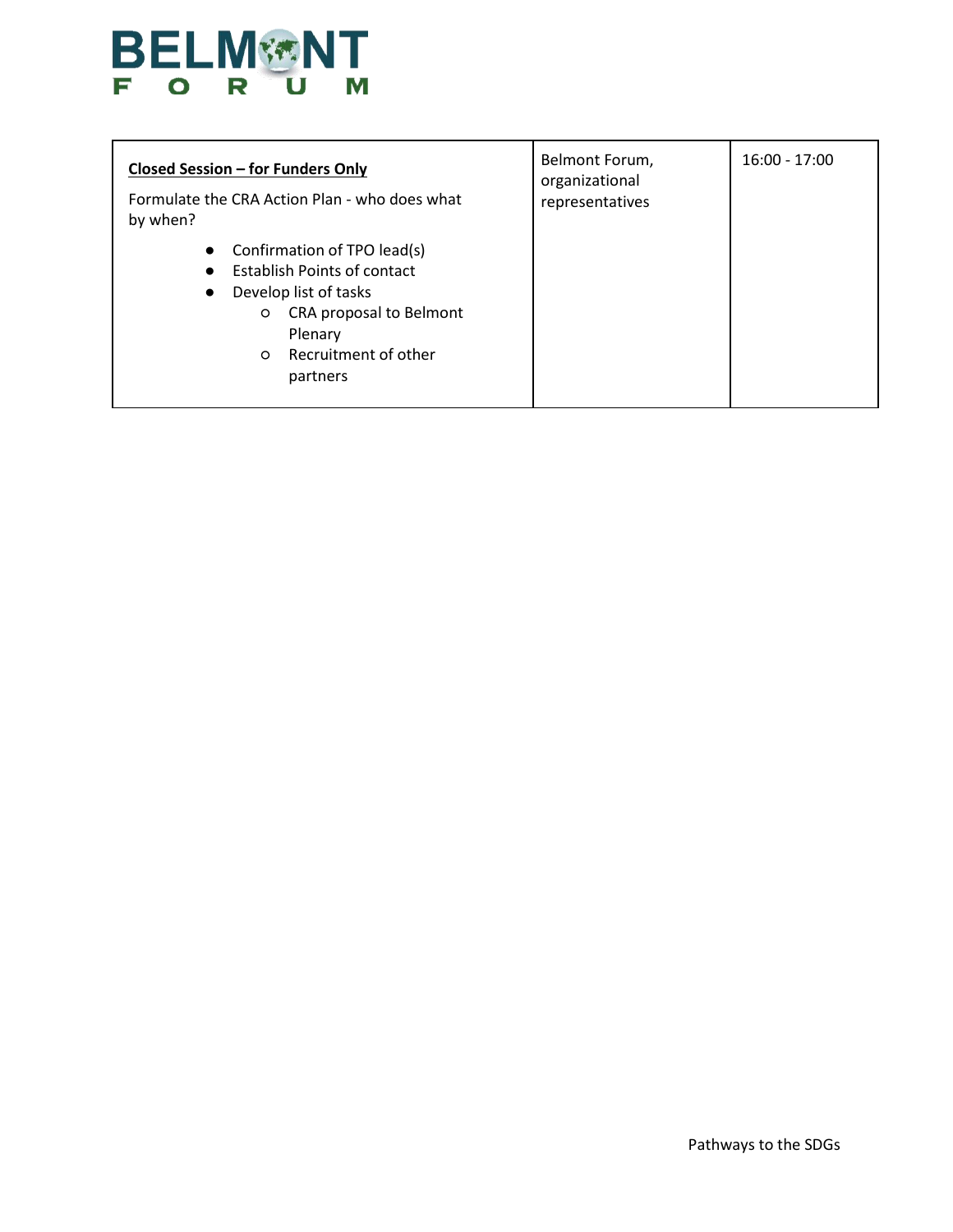| | | |
|---|---|---|
| **<u>Closed Session – for Funders Only</u>**<br><br>Formulate the CRA Action Plan - who does what by when?<br><br>● Confirmation of TPO lead(s)<br>● Establish Points of contact<br>● Develop list of tasks<br>&nbsp;&nbsp;&nbsp;&nbsp;○ CRA proposal to Belmont Plenary<br>&nbsp;&nbsp;&nbsp;&nbsp;○ Recruitment of other partners | Belmont Forum, organizational representatives | 16:00 - 17:00 |